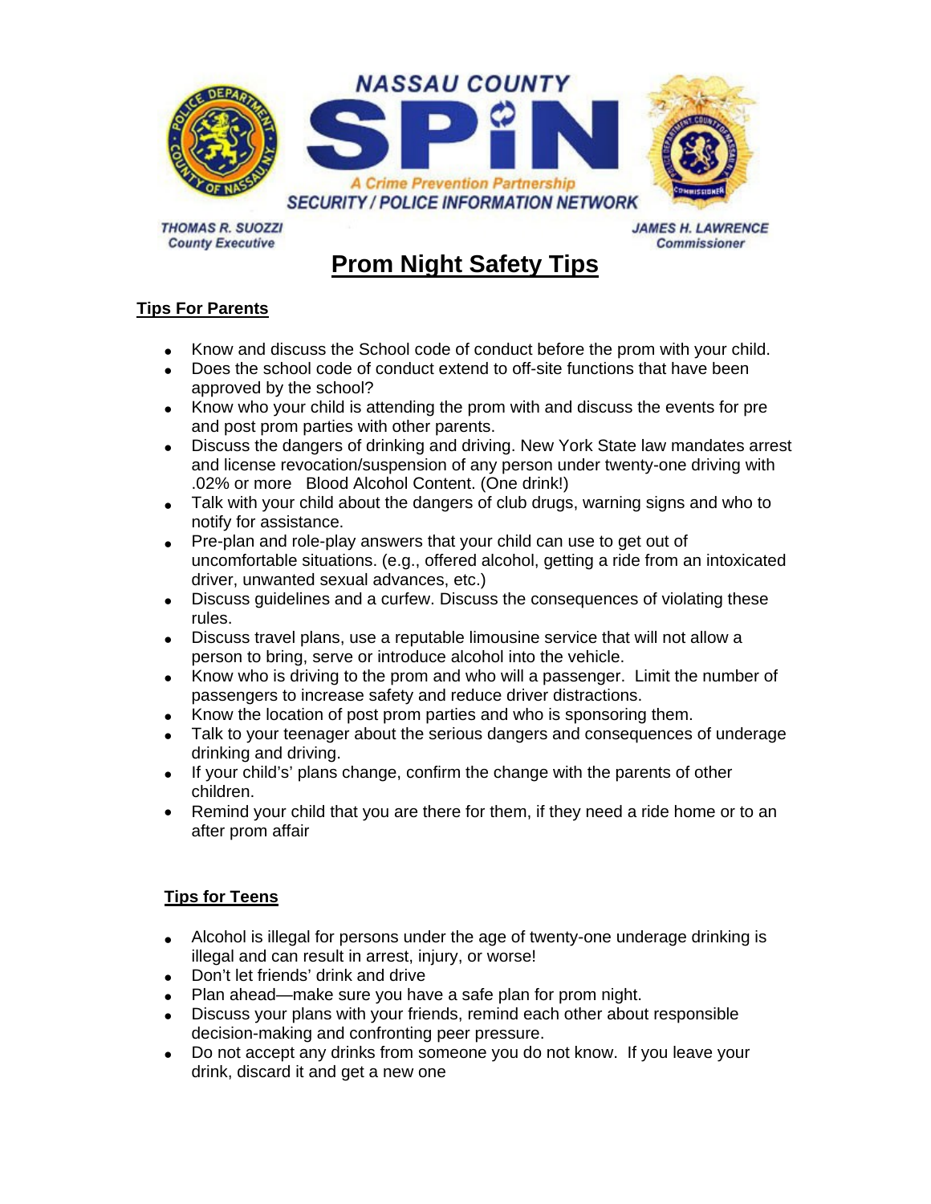NASSAU COUNTY

SPiN

A Crime Prevention Partnership

SECURITY / POLICE INFORMATION NETWORK

THOMAS R. SUOZZI
County Executive

JAMES H. LAWRENCE
Commissioner

# Prom Night Safety Tips

## Tips For Parents

- Know and discuss the School code of conduct before the prom with your child.
- Does the school code of conduct extend to off-site functions that have been approved by the school?
- Know who your child is attending the prom with and discuss the events for pre and post prom parties with other parents.
- Discuss the dangers of drinking and driving. New York State law mandates arrest and license revocation/suspension of any person under twenty-one driving with .02% or more Blood Alcohol Content. (One drink!)
- Talk with your child about the dangers of club drugs, warning signs and who to notify for assistance.
- Pre-plan and role-play answers that your child can use to get out of uncomfortable situations. (e.g., offered alcohol, getting a ride from an intoxicated driver, unwanted sexual advances, etc.)
- Discuss guidelines and a curfew. Discuss the consequences of violating these rules.
- Discuss travel plans, use a reputable limousine service that will not allow a person to bring, serve or introduce alcohol into the vehicle.
- Know who is driving to the prom and who will a passenger. Limit the number of passengers to increase safety and reduce driver distractions.
- Know the location of post prom parties and who is sponsoring them.
- Talk to your teenager about the serious dangers and consequences of underage drinking and driving.
- If your child's' plans change, confirm the change with the parents of other children.
- Remind your child that you are there for them, if they need a ride home or to an after prom affair

## Tips for Teens

- Alcohol is illegal for persons under the age of twenty-one underage drinking is illegal and can result in arrest, injury, or worse!
- Don't let friends' drink and drive
- Plan ahead—make sure you have a safe plan for prom night.
- Discuss your plans with your friends, remind each other about responsible decision-making and confronting peer pressure.
- Do not accept any drinks from someone you do not know. If you leave your drink, discard it and get a new one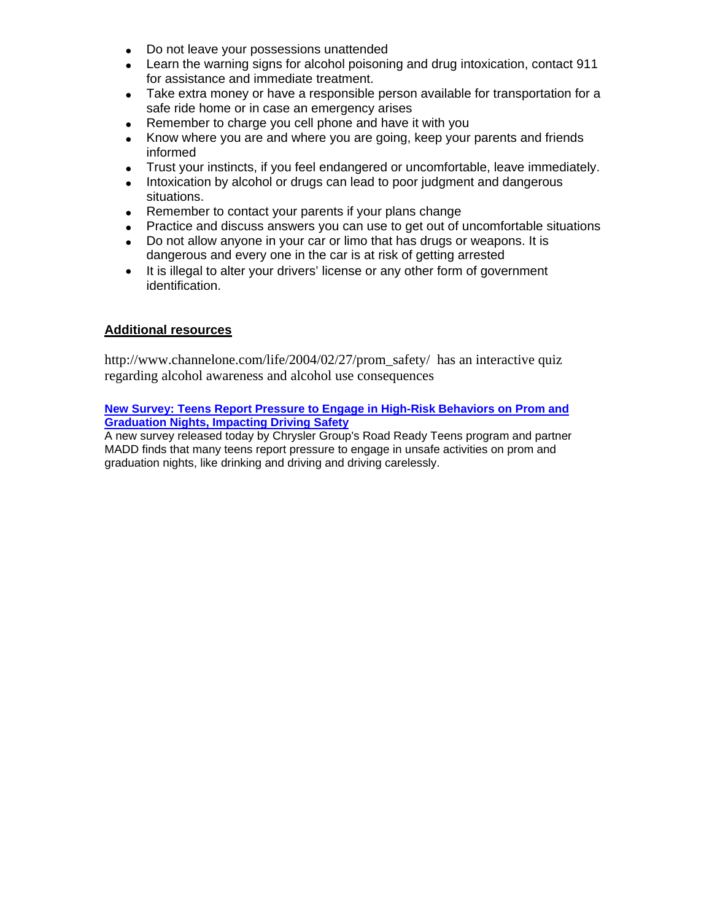- Do not leave your possessions unattended
- Learn the warning signs for alcohol poisoning and drug intoxication, contact 911 for assistance and immediate treatment.
- Take extra money or have a responsible person available for transportation for a safe ride home or in case an emergency arises
- Remember to charge you cell phone and have it with you
- Know where you are and where you are going, keep your parents and friends informed
- Trust your instincts, if you feel endangered or uncomfortable, leave immediately.
- Intoxication by alcohol or drugs can lead to poor judgment and dangerous situations.
- Remember to contact your parents if your plans change
- Practice and discuss answers you can use to get out of uncomfortable situations
- Do not allow anyone in your car or limo that has drugs or weapons. It is dangerous and every one in the car is at risk of getting arrested
- It is illegal to alter your drivers' license or any other form of government identification.

**Additional resources**

http://www.channelone.com/life/2004/02/27/prom_safety/ has an interactive quiz regarding alcohol awareness and alcohol use consequences

**New Survey: Teens Report Pressure to Engage in High-Risk Behaviors on Prom and Graduation Nights, Impacting Driving Safety**

A new survey released today by Chrysler Group's Road Ready Teens program and partner MADD finds that many teens report pressure to engage in unsafe activities on prom and graduation nights, like drinking and driving and driving carelessly.